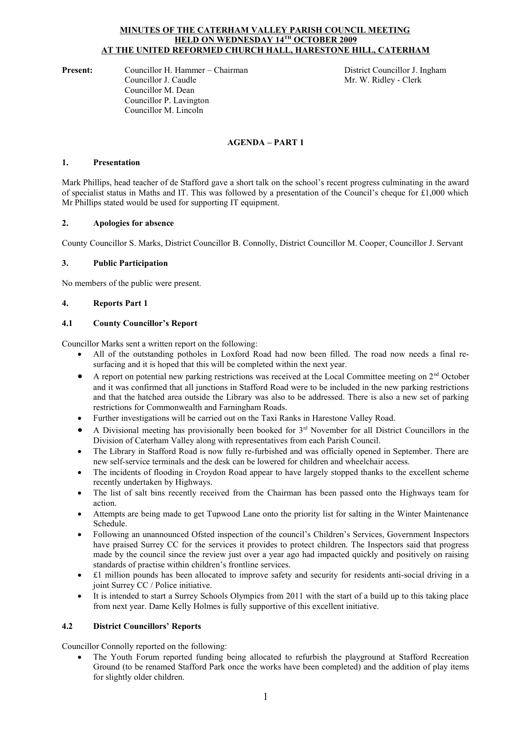**MINUTES OF THE CATERHAM VALLEY PARISH COUNCIL MEETING**
**HELD ON WEDNESDAY 14TH OCTOBER 2009**
**AT THE UNITED REFORMED CHURCH HALL, HARESTONE HILL, CATERHAM**

**Present:** Councillor H. Hammer – Chairman
Councillor J. Caudle
Councillor M. Dean
Councillor P. Lavington
Councillor M. Lincoln

District Councillor J. Ingham
Mr. W. Ridley - Clerk

**AGENDA – PART 1**

### 1. Presentation

Mark Phillips, head teacher of de Stafford gave a short talk on the school's recent progress culminating in the award of specialist status in Maths and IT. This was followed by a presentation of the Council's cheque for £1,000 which Mr Phillips stated would be used for supporting IT equipment.

### 2. Apologies for absence

County Councillor S. Marks, District Councillor B. Connolly, District Councillor M. Cooper, Councillor J. Servant

### 3. Public Participation

No members of the public were present.

### 4. Reports Part 1

### 4.1 County Councillor's Report

Councillor Marks sent a written report on the following:

- All of the outstanding potholes in Loxford Road had now been filled. The road now needs a final re-surfacing and it is hoped that this will be completed within the next year.
- A report on potential new parking restrictions was received at the Local Committee meeting on 2nd October and it was confirmed that all junctions in Stafford Road were to be included in the new parking restrictions and that the hatched area outside the Library was also to be addressed. There is also a new set of parking restrictions for Commonwealth and Farningham Roads.
- Further investigations will be carried out on the Taxi Ranks in Harestone Valley Road.
- A Divisional meeting has provisionally been booked for 3rd November for all District Councillors in the Division of Caterham Valley along with representatives from each Parish Council.
- The Library in Stafford Road is now fully re-furbished and was officially opened in September. There are new self-service terminals and the desk can be lowered for children and wheelchair access.
- The incidents of flooding in Croydon Road appear to have largely stopped thanks to the excellent scheme recently undertaken by Highways.
- The list of salt bins recently received from the Chairman has been passed onto the Highways team for action.
- Attempts are being made to get Tupwood Lane onto the priority list for salting in the Winter Maintenance Schedule.
- Following an unannounced Ofsted inspection of the council's Children's Services, Government Inspectors have praised Surrey CC for the services it provides to protect children. The Inspectors said that progress made by the council since the review just over a year ago had impacted quickly and positively on raising standards of practise within children's frontline services.
- £1 million pounds has been allocated to improve safety and security for residents anti-social driving in a joint Surrey CC / Police initiative.
- It is intended to start a Surrey Schools Olympics from 2011 with the start of a build up to this taking place from next year. Dame Kelly Holmes is fully supportive of this excellent initiative.

### 4.2 District Councillors' Reports

Councillor Connolly reported on the following:

- The Youth Forum reported funding being allocated to refurbish the playground at Stafford Recreation Ground (to be renamed Stafford Park once the works have been completed) and the addition of play items for slightly older children.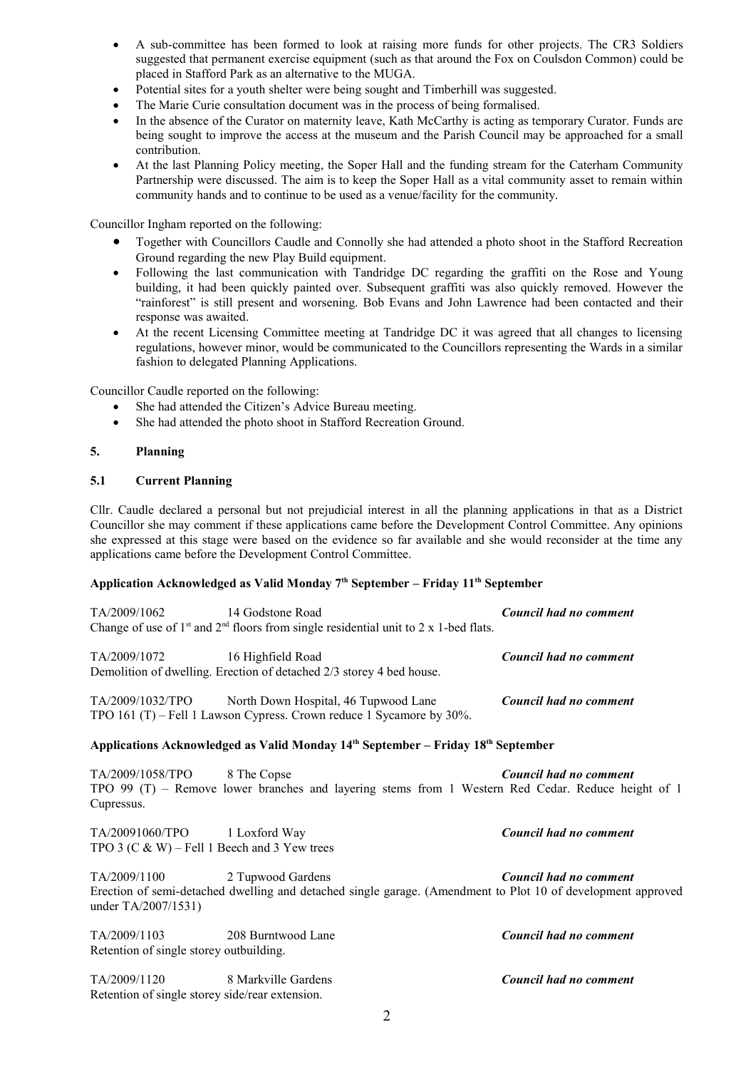- A sub-committee has been formed to look at raising more funds for other projects. The CR3 Soldiers suggested that permanent exercise equipment (such as that around the Fox on Coulsdon Common) could be placed in Stafford Park as an alternative to the MUGA.
- Potential sites for a youth shelter were being sought and Timberhill was suggested.
- The Marie Curie consultation document was in the process of being formalised.
- In the absence of the Curator on maternity leave, Kath McCarthy is acting as temporary Curator. Funds are being sought to improve the access at the museum and the Parish Council may be approached for a small contribution.
- At the last Planning Policy meeting, the Soper Hall and the funding stream for the Caterham Community Partnership were discussed. The aim is to keep the Soper Hall as a vital community asset to remain within community hands and to continue to be used as a venue/facility for the community.

Councillor Ingham reported on the following:

- Together with Councillors Caudle and Connolly she had attended a photo shoot in the Stafford Recreation Ground regarding the new Play Build equipment.
- Following the last communication with Tandridge DC regarding the graffiti on the Rose and Young building, it had been quickly painted over. Subsequent graffiti was also quickly removed. However the "rainforest" is still present and worsening. Bob Evans and John Lawrence had been contacted and their response was awaited.
- At the recent Licensing Committee meeting at Tandridge DC it was agreed that all changes to licensing regulations, however minor, would be communicated to the Councillors representing the Wards in a similar fashion to delegated Planning Applications.

Councillor Caudle reported on the following:

- She had attended the Citizen's Advice Bureau meeting.
- She had attended the photo shoot in Stafford Recreation Ground.

## 5. Planning

### 5.1 Current Planning

Cllr. Caudle declared a personal but not prejudicial interest in all the planning applications in that as a District Councillor she may comment if these applications came before the Development Control Committee. Any opinions she expressed at this stage were based on the evidence so far available and she would reconsider at the time any applications came before the Development Control Committee.

**Application Acknowledged as Valid Monday 7th September – Friday 11th September**

TA/2009/1062 — 14 Godstone Road — ***Council had no comment***
Change of use of 1st and 2nd floors from single residential unit to 2 x 1-bed flats.

TA/2009/1072 — 16 Highfield Road — ***Council had no comment***
Demolition of dwelling. Erection of detached 2/3 storey 4 bed house.

TA/2009/1032/TPO — North Down Hospital, 46 Tupwood Lane — ***Council had no comment***
TPO 161 (T) – Fell 1 Lawson Cypress. Crown reduce 1 Sycamore by 30%.

**Applications Acknowledged as Valid Monday 14th September – Friday 18th September**

TA/2009/1058/TPO — 8 The Copse — ***Council had no comment***
TPO 99 (T) – Remove lower branches and layering stems from 1 Western Red Cedar. Reduce height of 1 Cupressus.

TA/20091060/TPO — 1 Loxford Way — ***Council had no comment***
TPO 3 (C & W) – Fell 1 Beech and 3 Yew trees

TA/2009/1100 — 2 Tupwood Gardens — ***Council had no comment***
Erection of semi-detached dwelling and detached single garage. (Amendment to Plot 10 of development approved under TA/2007/1531)

TA/2009/1103 — 208 Burntwood Lane — ***Council had no comment***
Retention of single storey outbuilding.

TA/2009/1120 — 8 Markville Gardens — ***Council had no comment***
Retention of single storey side/rear extension.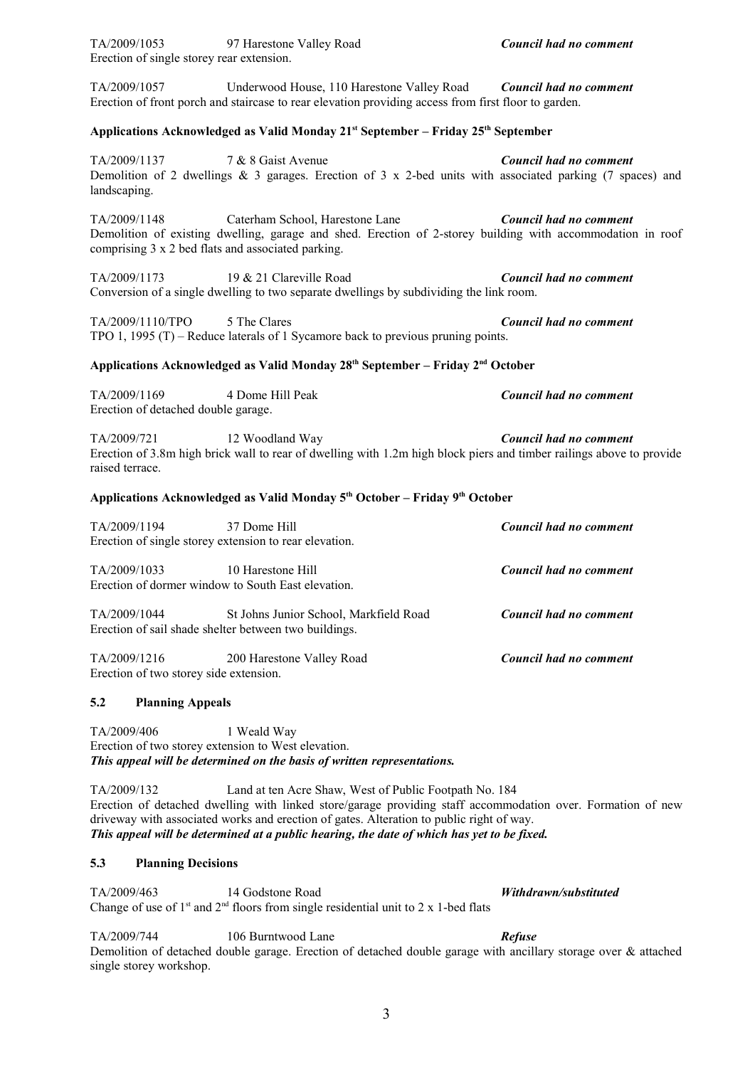TA/2009/1053 97 Harestone Valley Road ***Council had no comment***
Erection of single storey rear extension.

TA/2009/1057 Underwood House, 110 Harestone Valley Road ***Council had no comment***
Erection of front porch and staircase to rear elevation providing access from first floor to garden.

**Applications Acknowledged as Valid Monday 21st September – Friday 25th September**

TA/2009/1137 7 & 8 Gaist Avenue ***Council had no comment***
Demolition of 2 dwellings & 3 garages. Erection of 3 x 2-bed units with associated parking (7 spaces) and landscaping.

TA/2009/1148 Caterham School, Harestone Lane ***Council had no comment***
Demolition of existing dwelling, garage and shed. Erection of 2-storey building with accommodation in roof comprising 3 x 2 bed flats and associated parking.

TA/2009/1173 19 & 21 Clareville Road ***Council had no comment***
Conversion of a single dwelling to two separate dwellings by subdividing the link room.

TA/2009/1110/TPO 5 The Clares ***Council had no comment***
TPO 1, 1995 (T) – Reduce laterals of 1 Sycamore back to previous pruning points.

**Applications Acknowledged as Valid Monday 28th September – Friday 2nd October**

TA/2009/1169 4 Dome Hill Peak ***Council had no comment***
Erection of detached double garage.

TA/2009/721 12 Woodland Way ***Council had no comment***
Erection of 3.8m high brick wall to rear of dwelling with 1.2m high block piers and timber railings above to provide raised terrace.

**Applications Acknowledged as Valid Monday 5th October – Friday 9th October**

TA/2009/1194 37 Dome Hill ***Council had no comment***
Erection of single storey extension to rear elevation.

TA/2009/1033 10 Harestone Hill ***Council had no comment***
Erection of dormer window to South East elevation.

TA/2009/1044 St Johns Junior School, Markfield Road ***Council had no comment***
Erection of sail shade shelter between two buildings.

TA/2009/1216 200 Harestone Valley Road ***Council had no comment***
Erection of two storey side extension.

### 5.2 Planning Appeals

TA/2009/406 1 Weald Way
Erection of two storey extension to West elevation.
***This appeal will be determined on the basis of written representations.***

TA/2009/132 Land at ten Acre Shaw, West of Public Footpath No. 184
Erection of detached dwelling with linked store/garage providing staff accommodation over. Formation of new driveway with associated works and erection of gates. Alteration to public right of way.
***This appeal will be determined at a public hearing, the date of which has yet to be fixed.***

### 5.3 Planning Decisions

TA/2009/463 14 Godstone Road ***Withdrawn/substituted***
Change of use of 1st and 2nd floors from single residential unit to 2 x 1-bed flats

TA/2009/744 106 Burntwood Lane ***Refuse***
Demolition of detached double garage. Erection of detached double garage with ancillary storage over & attached single storey workshop.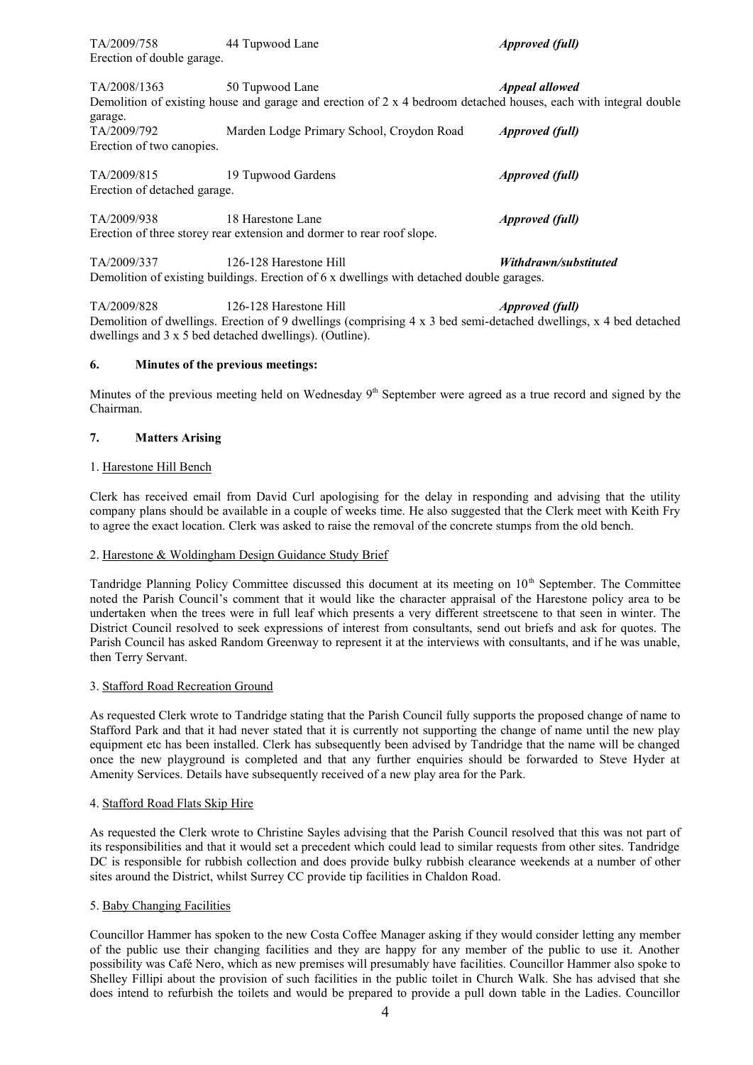TA/2009/758 44 Tupwood Lane ***Approved (full)***
Erection of double garage.

TA/2008/1363 50 Tupwood Lane ***Appeal allowed***
Demolition of existing house and garage and erection of 2 x 4 bedroom detached houses, each with integral double garage.

TA/2009/792 Marden Lodge Primary School, Croydon Road ***Approved (full)***
Erection of two canopies.

TA/2009/815 19 Tupwood Gardens ***Approved (full)***
Erection of detached garage.

TA/2009/938 18 Harestone Lane ***Approved (full)***
Erection of three storey rear extension and dormer to rear roof slope.

TA/2009/337 126-128 Harestone Hill ***Withdrawn/substituted***
Demolition of existing buildings. Erection of 6 x dwellings with detached double garages.

TA/2009/828 126-128 Harestone Hill ***Approved (full)***
Demolition of dwellings. Erection of 9 dwellings (comprising 4 x 3 bed semi-detached dwellings, x 4 bed detached dwellings and 3 x 5 bed detached dwellings). (Outline).

## 6. Minutes of the previous meetings:

Minutes of the previous meeting held on Wednesday 9th September were agreed as a true record and signed by the Chairman.

## 7. Matters Arising

1. Harestone Hill Bench

Clerk has received email from David Curl apologising for the delay in responding and advising that the utility company plans should be available in a couple of weeks time. He also suggested that the Clerk meet with Keith Fry to agree the exact location. Clerk was asked to raise the removal of the concrete stumps from the old bench.

2. Harestone & Woldingham Design Guidance Study Brief

Tandridge Planning Policy Committee discussed this document at its meeting on 10th September. The Committee noted the Parish Council's comment that it would like the character appraisal of the Harestone policy area to be undertaken when the trees were in full leaf which presents a very different streetscene to that seen in winter. The District Council resolved to seek expressions of interest from consultants, send out briefs and ask for quotes. The Parish Council has asked Random Greenway to represent it at the interviews with consultants, and if he was unable, then Terry Servant.

3. Stafford Road Recreation Ground

As requested Clerk wrote to Tandridge stating that the Parish Council fully supports the proposed change of name to Stafford Park and that it had never stated that it is currently not supporting the change of name until the new play equipment etc has been installed. Clerk has subsequently been advised by Tandridge that the name will be changed once the new playground is completed and that any further enquiries should be forwarded to Steve Hyder at Amenity Services. Details have subsequently received of a new play area for the Park.

4. Stafford Road Flats Skip Hire

As requested the Clerk wrote to Christine Sayles advising that the Parish Council resolved that this was not part of its responsibilities and that it would set a precedent which could lead to similar requests from other sites. Tandridge DC is responsible for rubbish collection and does provide bulky rubbish clearance weekends at a number of other sites around the District, whilst Surrey CC provide tip facilities in Chaldon Road.

5. Baby Changing Facilities

Councillor Hammer has spoken to the new Costa Coffee Manager asking if they would consider letting any member of the public use their changing facilities and they are happy for any member of the public to use it. Another possibility was Café Nero, which as new premises will presumably have facilities. Councillor Hammer also spoke to Shelley Fillipi about the provision of such facilities in the public toilet in Church Walk. She has advised that she does intend to refurbish the toilets and would be prepared to provide a pull down table in the Ladies. Councillor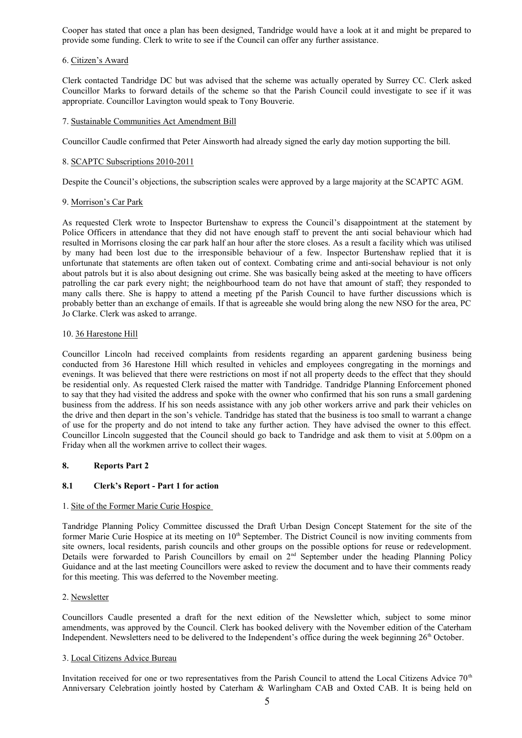Cooper has stated that once a plan has been designed, Tandridge would have a look at it and might be prepared to provide some funding. Clerk to write to see if the Council can offer any further assistance.

6. Citizen's Award

Clerk contacted Tandridge DC but was advised that the scheme was actually operated by Surrey CC. Clerk asked Councillor Marks to forward details of the scheme so that the Parish Council could investigate to see if it was appropriate. Councillor Lavington would speak to Tony Bouverie.

7. Sustainable Communities Act Amendment Bill

Councillor Caudle confirmed that Peter Ainsworth had already signed the early day motion supporting the bill.

8. SCAPTC Subscriptions 2010-2011

Despite the Council's objections, the subscription scales were approved by a large majority at the SCAPTC AGM.

9. Morrison's Car Park

As requested Clerk wrote to Inspector Burtenshaw to express the Council's disappointment at the statement by Police Officers in attendance that they did not have enough staff to prevent the anti social behaviour which had resulted in Morrisons closing the car park half an hour after the store closes. As a result a facility which was utilised by many had been lost due to the irresponsible behaviour of a few. Inspector Burtenshaw replied that it is unfortunate that statements are often taken out of context. Combating crime and anti-social behaviour is not only about patrols but it is also about designing out crime. She was basically being asked at the meeting to have officers patrolling the car park every night; the neighbourhood team do not have that amount of staff; they responded to many calls there. She is happy to attend a meeting pf the Parish Council to have further discussions which is probably better than an exchange of emails. If that is agreeable she would bring along the new NSO for the area, PC Jo Clarke. Clerk was asked to arrange.

10. 36 Harestone Hill

Councillor Lincoln had received complaints from residents regarding an apparent gardening business being conducted from 36 Harestone Hill which resulted in vehicles and employees congregating in the mornings and evenings. It was believed that there were restrictions on most if not all property deeds to the effect that they should be residential only. As requested Clerk raised the matter with Tandridge. Tandridge Planning Enforcement phoned to say that they had visited the address and spoke with the owner who confirmed that his son runs a small gardening business from the address. If his son needs assistance with any job other workers arrive and park their vehicles on the drive and then depart in the son's vehicle. Tandridge has stated that the business is too small to warrant a change of use for the property and do not intend to take any further action. They have advised the owner to this effect. Councillor Lincoln suggested that the Council should go back to Tandridge and ask them to visit at 5.00pm on a Friday when all the workmen arrive to collect their wages.

## 8. Reports Part 2

### 8.1 Clerk's Report - Part 1 for action

1. Site of the Former Marie Curie Hospice

Tandridge Planning Policy Committee discussed the Draft Urban Design Concept Statement for the site of the former Marie Curie Hospice at its meeting on 10th September. The District Council is now inviting comments from site owners, local residents, parish councils and other groups on the possible options for reuse or redevelopment. Details were forwarded to Parish Councillors by email on 2nd September under the heading Planning Policy Guidance and at the last meeting Councillors were asked to review the document and to have their comments ready for this meeting. This was deferred to the November meeting.

2. Newsletter

Councillors Caudle presented a draft for the next edition of the Newsletter which, subject to some minor amendments, was approved by the Council. Clerk has booked delivery with the November edition of the Caterham Independent. Newsletters need to be delivered to the Independent's office during the week beginning 26th October.

3. Local Citizens Advice Bureau

Invitation received for one or two representatives from the Parish Council to attend the Local Citizens Advice 70th Anniversary Celebration jointly hosted by Caterham & Warlingham CAB and Oxted CAB. It is being held on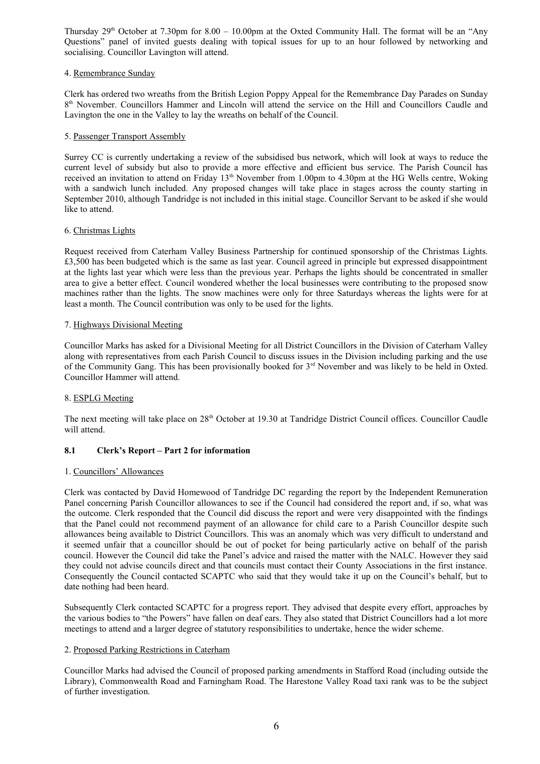Thursday 29th October at 7.30pm for 8.00 – 10.00pm at the Oxted Community Hall. The format will be an "Any Questions" panel of invited guests dealing with topical issues for up to an hour followed by networking and socialising. Councillor Lavington will attend.

4. Remembrance Sunday

Clerk has ordered two wreaths from the British Legion Poppy Appeal for the Remembrance Day Parades on Sunday 8th November. Councillors Hammer and Lincoln will attend the service on the Hill and Councillors Caudle and Lavington the one in the Valley to lay the wreaths on behalf of the Council.

5. Passenger Transport Assembly

Surrey CC is currently undertaking a review of the subsidised bus network, which will look at ways to reduce the current level of subsidy but also to provide a more effective and efficient bus service. The Parish Council has received an invitation to attend on Friday 13th November from 1.00pm to 4.30pm at the HG Wells centre, Woking with a sandwich lunch included. Any proposed changes will take place in stages across the county starting in September 2010, although Tandridge is not included in this initial stage. Councillor Servant to be asked if she would like to attend.

6. Christmas Lights

Request received from Caterham Valley Business Partnership for continued sponsorship of the Christmas Lights. £3,500 has been budgeted which is the same as last year. Council agreed in principle but expressed disappointment at the lights last year which were less than the previous year. Perhaps the lights should be concentrated in smaller area to give a better effect. Council wondered whether the local businesses were contributing to the proposed snow machines rather than the lights. The snow machines were only for three Saturdays whereas the lights were for at least a month. The Council contribution was only to be used for the lights.

7. Highways Divisional Meeting

Councillor Marks has asked for a Divisional Meeting for all District Councillors in the Division of Caterham Valley along with representatives from each Parish Council to discuss issues in the Division including parking and the use of the Community Gang. This has been provisionally booked for 3rd November and was likely to be held in Oxted. Councillor Hammer will attend.

8. ESPLG Meeting

The next meeting will take place on 28th October at 19.30 at Tandridge District Council offices. Councillor Caudle will attend.

**8.1 Clerk's Report – Part 2 for information**

1. Councillors' Allowances

Clerk was contacted by David Homewood of Tandridge DC regarding the report by the Independent Remuneration Panel concerning Parish Councillor allowances to see if the Council had considered the report and, if so, what was the outcome. Clerk responded that the Council did discuss the report and were very disappointed with the findings that the Panel could not recommend payment of an allowance for child care to a Parish Councillor despite such allowances being available to District Councillors. This was an anomaly which was very difficult to understand and it seemed unfair that a councillor should be out of pocket for being particularly active on behalf of the parish council. However the Council did take the Panel's advice and raised the matter with the NALC. However they said they could not advise councils direct and that councils must contact their County Associations in the first instance. Consequently the Council contacted SCAPTC who said that they would take it up on the Council's behalf, but to date nothing had been heard.

Subsequently Clerk contacted SCAPTC for a progress report. They advised that despite every effort, approaches by the various bodies to "the Powers" have fallen on deaf ears. They also stated that District Councillors had a lot more meetings to attend and a larger degree of statutory responsibilities to undertake, hence the wider scheme.

2. Proposed Parking Restrictions in Caterham

Councillor Marks had advised the Council of proposed parking amendments in Stafford Road (including outside the Library), Commonwealth Road and Farningham Road. The Harestone Valley Road taxi rank was to be the subject of further investigation.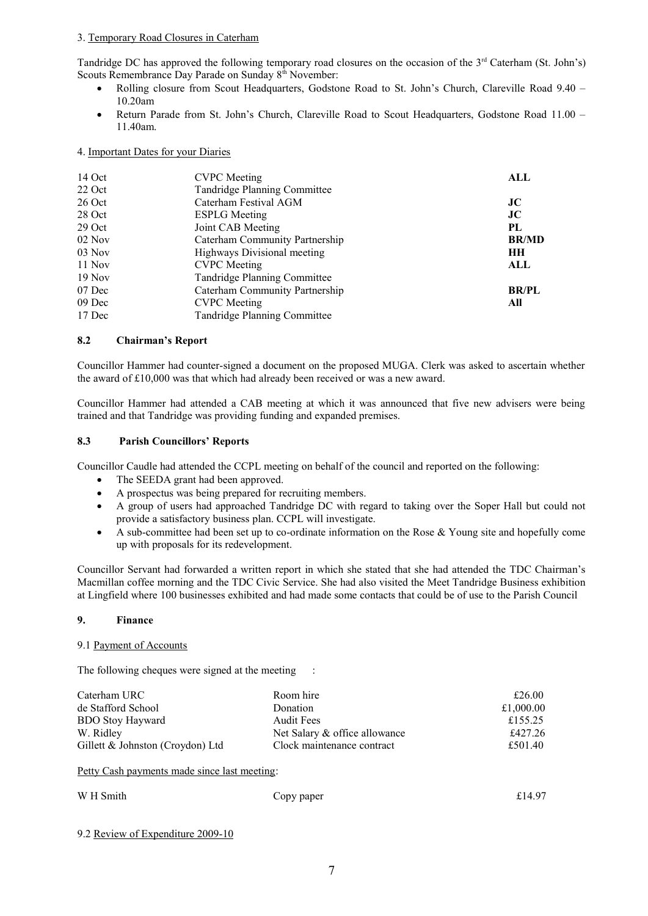3. Temporary Road Closures in Caterham

Tandridge DC has approved the following temporary road closures on the occasion of the 3rd Caterham (St. John's) Scouts Remembrance Day Parade on Sunday 8th November:

- Rolling closure from Scout Headquarters, Godstone Road to St. John's Church, Clareville Road 9.40 – 10.20am
- Return Parade from St. John's Church, Clareville Road to Scout Headquarters, Godstone Road 11.00 – 11.40am.

4. Important Dates for your Diaries

| | | |
|---|---|---|
| 14 Oct | CVPC Meeting | **ALL** |
| 22 Oct | Tandridge Planning Committee | |
| 26 Oct | Caterham Festival AGM | **JC** |
| 28 Oct | ESPLG Meeting | **JC** |
| 29 Oct | Joint CAB Meeting | **PL** |
| 02 Nov | Caterham Community Partnership | **BR/MD** |
| 03 Nov | Highways Divisional meeting | **HH** |
| 11 Nov | CVPC Meeting | **ALL** |
| 19 Nov | Tandridge Planning Committee | |
| 07 Dec | Caterham Community Partnership | **BR/PL** |
| 09 Dec | CVPC Meeting | **All** |
| 17 Dec | Tandridge Planning Committee | |

### 8.2 Chairman's Report

Councillor Hammer had counter-signed a document on the proposed MUGA. Clerk was asked to ascertain whether the award of £10,000 was that which had already been received or was a new award.

Councillor Hammer had attended a CAB meeting at which it was announced that five new advisers were being trained and that Tandridge was providing funding and expanded premises.

### 8.3 Parish Councillors' Reports

Councillor Caudle had attended the CCPL meeting on behalf of the council and reported on the following:

- The SEEDA grant had been approved.
- A prospectus was being prepared for recruiting members.
- A group of users had approached Tandridge DC with regard to taking over the Soper Hall but could not provide a satisfactory business plan. CCPL will investigate.
- A sub-committee had been set up to co-ordinate information on the Rose & Young site and hopefully come up with proposals for its redevelopment.

Councillor Servant had forwarded a written report in which she stated that she had attended the TDC Chairman's Macmillan coffee morning and the TDC Civic Service. She had also visited the Meet Tandridge Business exhibition at Lingfield where 100 businesses exhibited and had made some contacts that could be of use to the Parish Council

## 9. Finance

9.1 Payment of Accounts

The following cheques were signed at the meeting :

| | | |
|---|---|---|
| Caterham URC | Room hire | £26.00 |
| de Stafford School | Donation | £1,000.00 |
| BDO Stoy Hayward | Audit Fees | £155.25 |
| W. Ridley | Net Salary & office allowance | £427.26 |
| Gillett & Johnston (Croydon) Ltd | Clock maintenance contract | £501.40 |

Petty Cash payments made since last meeting:

| | | |
|---|---|---|
| W H Smith | Copy paper | £14.97 |

9.2 Review of Expenditure 2009-10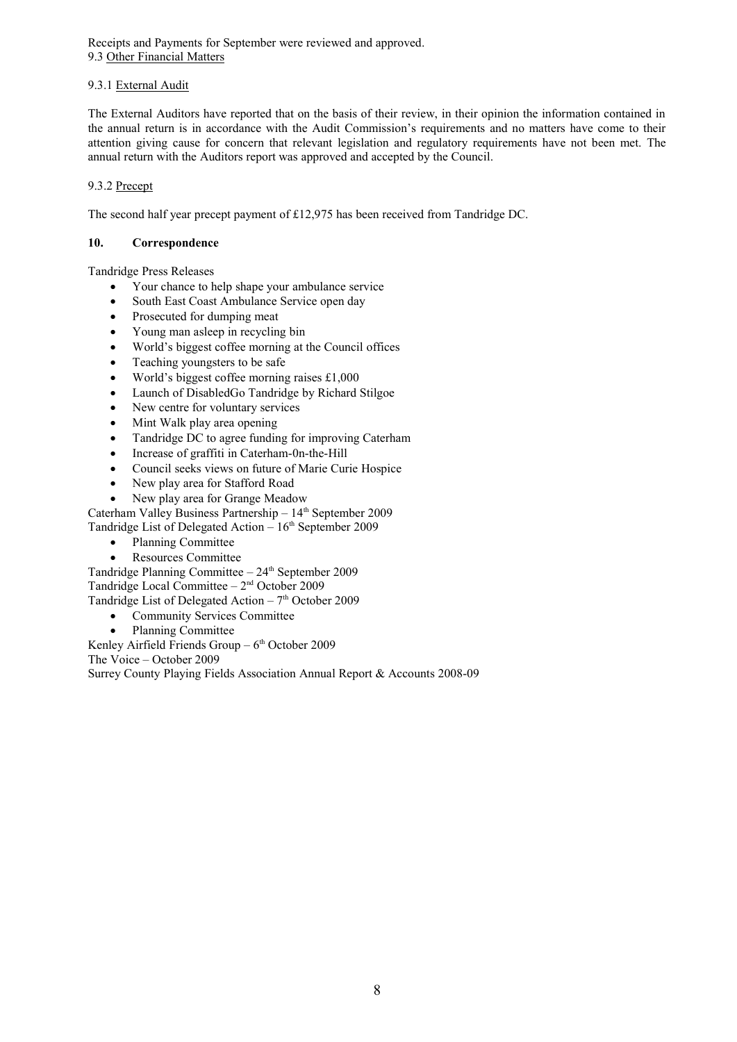Receipts and Payments for September were reviewed and approved.

9.3 Other Financial Matters

9.3.1 External Audit

The External Auditors have reported that on the basis of their review, in their opinion the information contained in the annual return is in accordance with the Audit Commission's requirements and no matters have come to their attention giving cause for concern that relevant legislation and regulatory requirements have not been met. The annual return with the Auditors report was approved and accepted by the Council.

9.3.2 Precept

The second half year precept payment of £12,975 has been received from Tandridge DC.

## 10. Correspondence

Tandridge Press Releases

- Your chance to help shape your ambulance service
- South East Coast Ambulance Service open day
- Prosecuted for dumping meat
- Young man asleep in recycling bin
- World's biggest coffee morning at the Council offices
- Teaching youngsters to be safe
- World's biggest coffee morning raises £1,000
- Launch of DisabledGo Tandridge by Richard Stilgoe
- New centre for voluntary services
- Mint Walk play area opening
- Tandridge DC to agree funding for improving Caterham
- Increase of graffiti in Caterham-0n-the-Hill
- Council seeks views on future of Marie Curie Hospice
- New play area for Stafford Road
- New play area for Grange Meadow

Caterham Valley Business Partnership – 14th September 2009

Tandridge List of Delegated Action – 16th September 2009

- Planning Committee
- Resources Committee

Tandridge Planning Committee – 24th September 2009

Tandridge Local Committee – 2nd October 2009

Tandridge List of Delegated Action – 7th October 2009

- Community Services Committee
- Planning Committee

Kenley Airfield Friends Group – 6th October 2009

The Voice – October 2009

Surrey County Playing Fields Association Annual Report & Accounts 2008-09